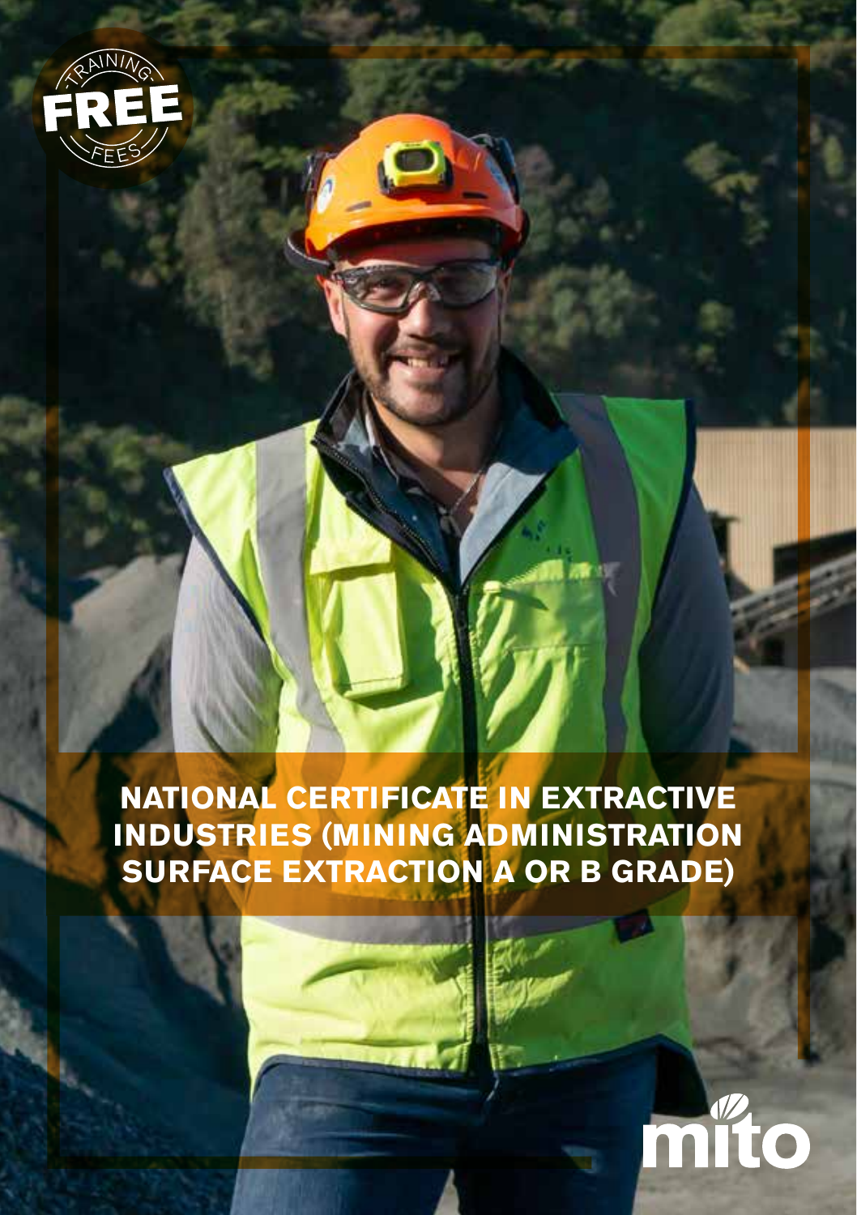TRAINING FREE FEES

# NATIONAL CERTIFICATE IN EXTRACTIVE INDUSTRIES (MINING ADMINISTRATION SURFACE EXTRACTION A OR B GRADE)

mito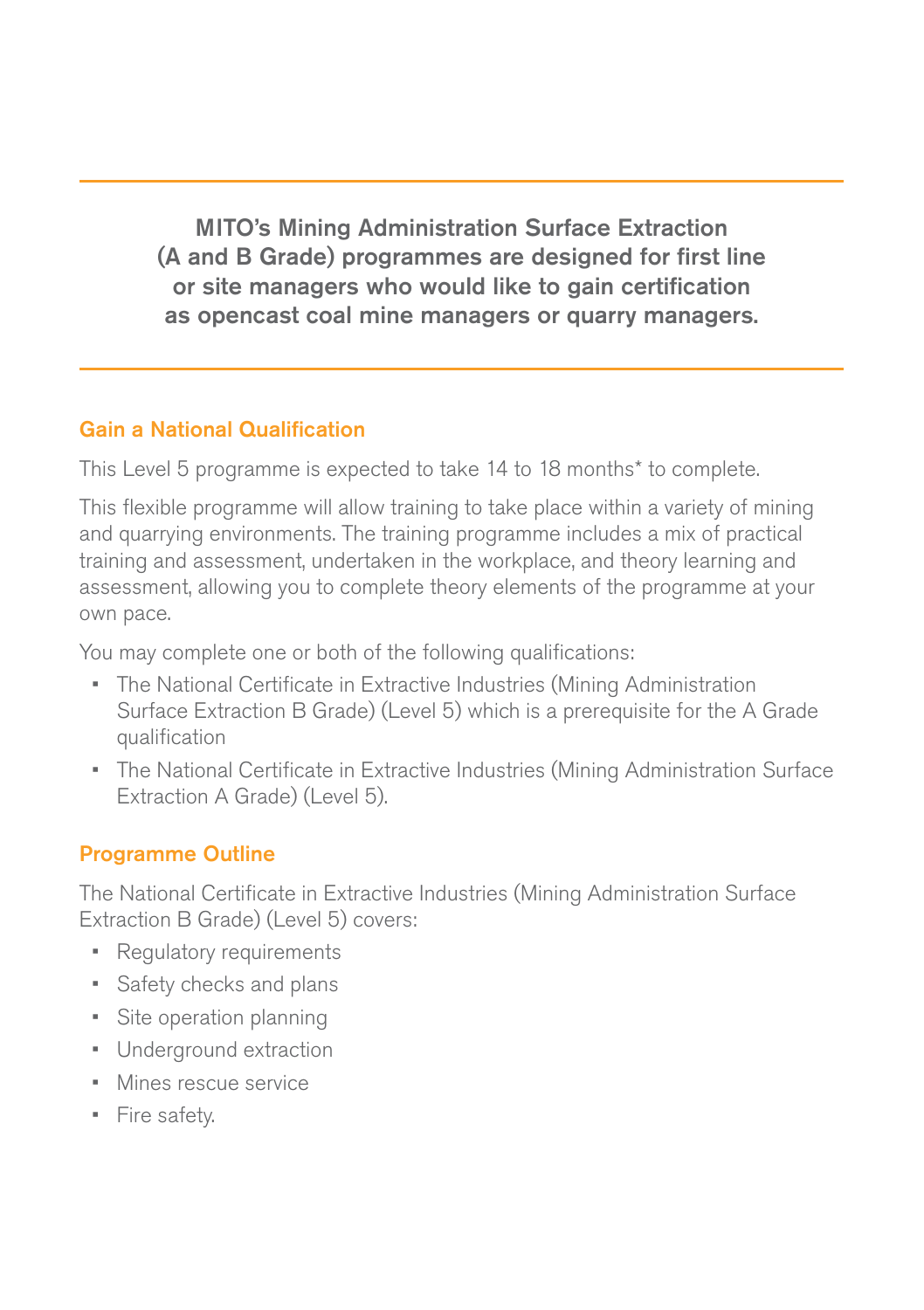**MITO's Mining Administration Surface Extraction (A and B Grade) programmes are designed for first line or site managers who would like to gain certification as opencast coal mine managers or quarry managers.**

## Gain a National Qualification

This Level 5 programme is expected to take 14 to 18 months* to complete.

This flexible programme will allow training to take place within a variety of mining and quarrying environments. The training programme includes a mix of practical training and assessment, undertaken in the workplace, and theory learning and assessment, allowing you to complete theory elements of the programme at your own pace.

You may complete one or both of the following qualifications:

- The National Certificate in Extractive Industries (Mining Administration Surface Extraction B Grade) (Level 5) which is a prerequisite for the A Grade qualification
- The National Certificate in Extractive Industries (Mining Administration Surface Extraction A Grade) (Level 5).

## Programme Outline

The National Certificate in Extractive Industries (Mining Administration Surface Extraction B Grade) (Level 5) covers:

- Regulatory requirements
- Safety checks and plans
- Site operation planning
- Underground extraction
- Mines rescue service
- Fire safety.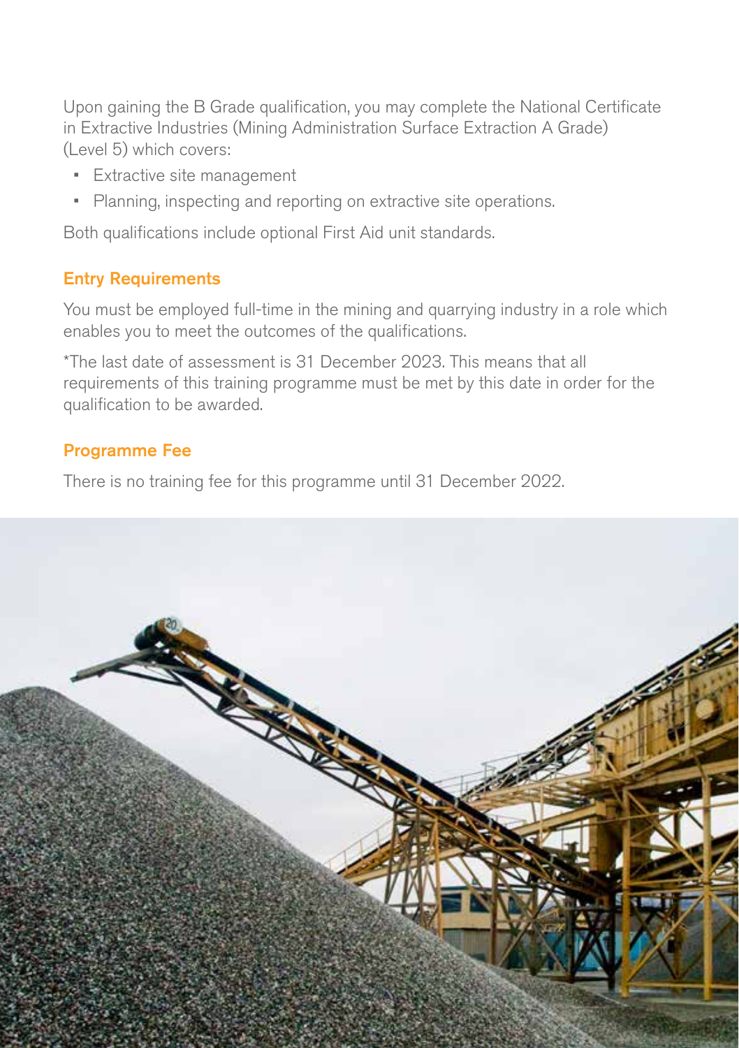Upon gaining the B Grade qualification, you may complete the National Certificate in Extractive Industries (Mining Administration Surface Extraction A Grade) (Level 5) which covers:

- Extractive site management
- Planning, inspecting and reporting on extractive site operations.

Both qualifications include optional First Aid unit standards.

## Entry Requirements

You must be employed full-time in the mining and quarrying industry in a role which enables you to meet the outcomes of the qualifications.

*The last date of assessment is 31 December 2023. This means that all requirements of this training programme must be met by this date in order for the qualification to be awarded.

## Programme Fee

There is no training fee for this programme until 31 December 2022.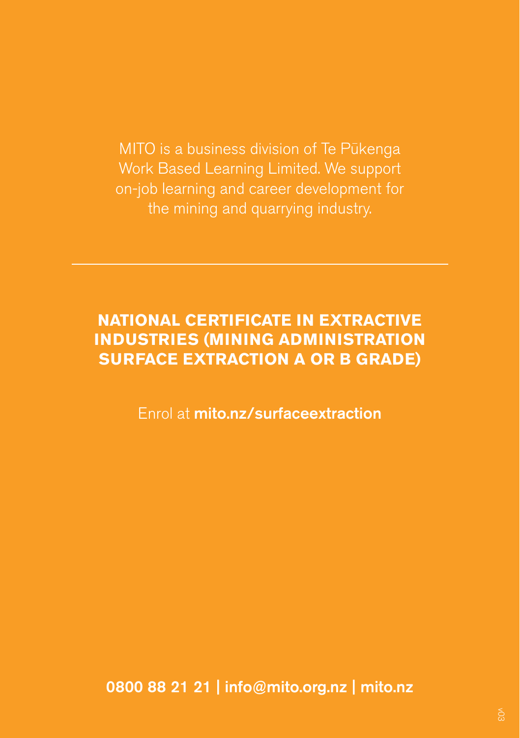MITO is a business division of Te Pūkenga Work Based Learning Limited. We support on-job learning and career development for the mining and quarrying industry.

---

## NATIONAL CERTIFICATE IN EXTRACTIVE INDUSTRIES (MINING ADMINISTRATION SURFACE EXTRACTION A OR B GRADE)

Enrol at **mito.nz/surfaceextraction**

**0800 88 21 21 | info@mito.org.nz | mito.nz**

v03